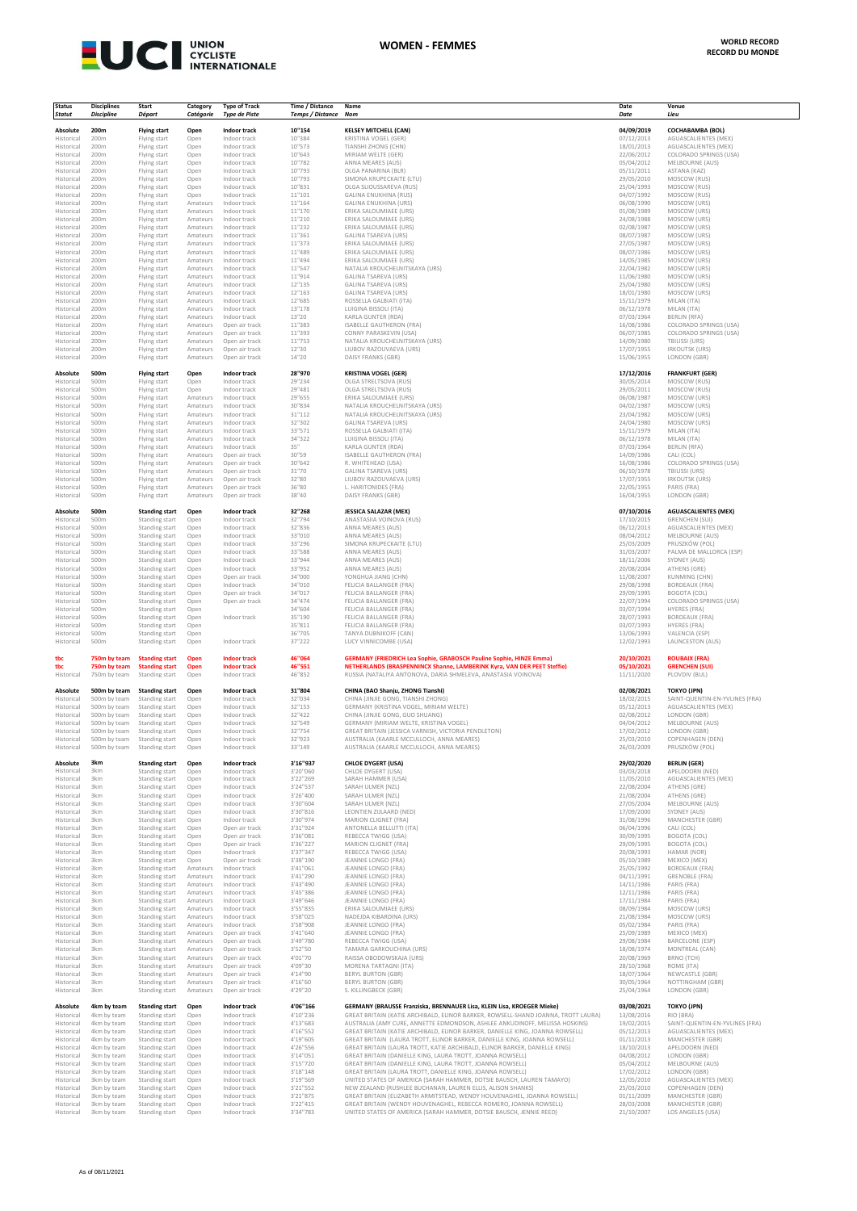# WOMEN - FEMMES

## WORLD RECORD
## RECORD DU MONDE

| Status *Statut* | Disciplines *Discipline* | Start *Départ* | Category *Catégorie* | Type of Track *Type de Piste* | Time / Distance *Temps / Distance* | Name *Nom* | Date *Date* | Venue *Lieu* |
|---|---|---|---|---|---|---|---|---|
| **Absolute** | **200m** | **Flying start** | **Open** | **Indoor track** | **10"154** | **KELSEY MITCHELL (CAN)** | **04/09/2019** | **COCHABAMBA (BOL)** |
| Historical | 200m | Flying start | Open | Indoor track | 10"384 | KRISTINA VOGEL (GER) | 07/12/2013 | AGUASCALIENTES (MEX) |
| Historical | 200m | Flying start | Open | Indoor track | 10"573 | TIANSHI ZHONG (CHN) | 18/01/2013 | AGUASCALIENTES (MEX) |
| Historical | 200m | Flying start | Open | Indoor track | 10"643 | MIRIAM WELTE (GER) | 22/06/2012 | COLORADO SPRINGS (USA) |
| Historical | 200m | Flying start | Open | Indoor track | 10"782 | ANNA MEARES (AUS) | 05/04/2012 | MELBOURNE (AUS) |
| Historical | 200m | Flying start | Open | Indoor track | 10"793 | OLGA PANARINA (BLR) | 05/11/2011 | ASTANA (KAZ) |
| Historical | 200m | Flying start | Open | Indoor track | 10"793 | SIMONA KRUPECKAITE (LTU) | 29/05/2010 | MOSCOW (RUS) |
| Historical | 200m | Flying start | Open | Indoor track | 10"831 | OLGA SLIOUSSAREVA (RUS) | 25/04/1993 | MOSCOW (RUS) |
| Historical | 200m | Flying start | Open | Indoor track | 11"101 | GALINA ENUKHINA (RUS) | 04/07/1992 | MOSCOW (RUS) |
| Historical | 200m | Flying start | Amateurs | Indoor track | 11"164 | GALINA ENUKHINA (URS) | 06/08/1990 | MOSCOW (URS) |
| Historical | 200m | Flying start | Amateurs | Indoor track | 11"170 | ERIKA SALOUMIAEE (URS) | 01/08/1989 | MOSCOW (URS) |
| Historical | 200m | Flying start | Amateurs | Indoor track | 11"210 | ERIKA SALOUMIAEE (URS) | 24/08/1988 | MOSCOW (URS) |
| Historical | 200m | Flying start | Amateurs | Indoor track | 11"232 | ERIKA SALOUMIAEE (URS) | 02/08/1987 | MOSCOW (URS) |
| Historical | 200m | Flying start | Amateurs | Indoor track | 11"361 | GALINA TSAREVA (URS) | 08/07/1987 | MOSCOW (URS) |
| Historical | 200m | Flying start | Amateurs | Indoor track | 11"373 | ERIKA SALOUMIAEE (URS) | 27/05/1987 | MOSCOW (URS) |
| Historical | 200m | Flying start | Amateurs | Indoor track | 11"489 | ERIKA SALOUMIAEE (URS) | 08/07/1986 | MOSCOW (URS) |
| Historical | 200m | Flying start | Amateurs | Indoor track | 11"494 | ERIKA SALOUMIAEE (URS) | 14/05/1985 | MOSCOW (URS) |
| Historical | 200m | Flying start | Amateurs | Indoor track | 11"547 | NATALIA KROUCHELNITSKAYA (URS) | 22/04/1982 | MOSCOW (URS) |
| Historical | 200m | Flying start | Amateurs | Indoor track | 11"914 | GALINA TSAREVA (URS) | 11/06/1980 | MOSCOW (URS) |
| Historical | 200m | Flying start | Amateurs | Indoor track | 12"135 | GALINA TSAREVA (URS) | 25/04/1980 | MOSCOW (URS) |
| Historical | 200m | Flying start | Amateurs | Indoor track | 12"163 | GALINA TSAREVA (URS) | 18/01/1980 | MOSCOW (URS) |
| Historical | 200m | Flying start | Amateurs | Indoor track | 12"685 | ROSSELLA GALBIATI (ITA) | 15/11/1979 | MILAN (ITA) |
| Historical | 200m | Flying start | Amateurs | Indoor track | 13"178 | LUIGINA BISSOLI (ITA) | 06/12/1978 | MILAN (ITA) |
| Historical | 200m | Flying start | Amateurs | Indoor track | 13"20 | KARLA GUNTER (RDA) | 07/03/1964 | BERLIN (RFA) |
| Historical | 200m | Flying start | Amateurs | Open air track | 11"383 | ISABELLE GAUTHERON (FRA) | 16/08/1986 | COLORADO SPRINGS (USA) |
| Historical | 200m | Flying start | Amateurs | Open air track | 11"393 | CONNY PARASKEVIN (USA) | 06/07/1985 | COLORADO SPRINGS (USA) |
| Historical | 200m | Flying start | Amateurs | Open air track | 11"753 | NATALIA KROUCHELNITSKAYA (URS) | 14/09/1980 | TBILISSI (URS) |
| Historical | 200m | Flying start | Amateurs | Open air track | 12"30 | LIUBOV RAZOUVAEVA (URS) | 17/07/1955 | IRKOUTSK (URS) |
| Historical | 200m | Flying start | Amateurs | Open air track | 14"20 | DAISY FRANKS (GBR) | 15/06/1955 | LONDON (GBR) |
| | | | | | | | | |
| **Absolute** | **500m** | **Flying start** | **Open** | **Indoor track** | **28"970** | **KRISTINA VOGEL (GER)** | **17/12/2016** | **FRANKFURT (GER)** |
| Historical | 500m | Flying start | Open | Indoor track | 29"234 | OLGA STRELTSOVA (RUS) | 30/05/2014 | MOSCOW (RUS) |
| Historical | 500m | Flying start | Open | Indoor track | 29"481 | OLGA STRELTSOVA (RUS) | 29/05/2011 | MOSCOW (RUS) |
| Historical | 500m | Flying start | Amateurs | Indoor track | 29"655 | ERIKA SALOUMIAEE (URS) | 06/08/1987 | MOSCOW (URS) |
| Historical | 500m | Flying start | Amateurs | Indoor track | 30"834 | NATALIA KROUCHELNITSKAYA (URS) | 04/02/1987 | MOSCOW (URS) |
| Historical | 500m | Flying start | Amateurs | Indoor track | 31"112 | NATALIA KROUCHELNITSKAYA (URS) | 23/04/1982 | MOSCOW (URS) |
| Historical | 500m | Flying start | Amateurs | Indoor track | 32"302 | GALINA TSAREVA (URS) | 24/04/1980 | MOSCOW (URS) |
| Historical | 500m | Flying start | Amateurs | Indoor track | 33"571 | ROSSELLA GALBIATI (ITA) | 15/11/1979 | MILAN (ITA) |
| Historical | 500m | Flying start | Amateurs | Indoor track | 34"322 | LUIGINA BISSOLI (ITA) | 06/12/1978 | MILAN (ITA) |
| Historical | 500m | Flying start | Amateurs | Indoor track | 35" | KARLA GUNTER (RDA) | 07/03/1964 | BERLIN (RFA) |
| Historical | 500m | Flying start | Amateurs | Open air track | 30"59 | ISABELLE GAUTHERON (FRA) | 14/09/1986 | CALI (COL) |
| Historical | 500m | Flying start | Amateurs | Open air track | 30"642 | R. WHITEHEAD (USA) | 16/08/1986 | COLORADO SPRINGS (USA) |
| Historical | 500m | Flying start | Amateurs | Open air track | 31"70 | GALINA TSAREVA (URS) | 06/10/1978 | TBILISSI (URS) |
| Historical | 500m | Flying start | Amateurs | Open air track | 32"80 | LIUBOV RAZOUVAEVA (URS) | 17/07/1955 | IRKOUTSK (URS) |
| Historical | 500m | Flying start | Amateurs | Open air track | 36"80 | L. HARITONIDES (FRA) | 22/05/1955 | PARIS (FRA) |
| Historical | 500m | Flying start | Amateurs | Open air track | 38"40 | DAISY FRANKS (GBR) | 16/04/1955 | LONDON (GBR) |
| | | | | | | | | |
| **Absolute** | **500m** | **Standing start** | **Open** | **Indoor track** | **32"268** | **JESSICA SALAZAR (MEX)** | **07/10/2016** | **AGUASCALIENTES (MEX)** |
| Historical | 500m | Standing start | Open | Indoor track | 32"794 | ANASTASIIA VOINOVA (RUS) | 17/10/2015 | GRENCHEN (SUI) |
| Historical | 500m | Standing start | Open | Indoor track | 32"836 | ANNA MEARES (AUS) | 06/12/2013 | AGUASCALIENTES (MEX) |
| Historical | 500m | Standing start | Open | Indoor track | 33"010 | ANNA MEARES (AUS) | 08/04/2012 | MELBOURNE (AUS) |
| Historical | 500m | Standing start | Open | Indoor track | 33"296 | SIMONA KRUPECKAITE (LTU) | 25/03/2009 | PRUSZKÓW (POL) |
| Historical | 500m | Standing start | Open | Indoor track | 33"588 | ANNA MEARES (AUS) | 31/03/2007 | PALMA DE MALLORCA (ESP) |
| Historical | 500m | Standing start | Open | Indoor track | 33"944 | ANNA MEARES (AUS) | 18/11/2006 | SYDNEY (AUS) |
| Historical | 500m | Standing start | Open | Indoor track | 33"952 | ANNA MEARES (AUS) | 20/08/2004 | ATHENS (GRE) |
| Historical | 500m | Standing start | Open | Open air track | 34"000 | YONGHUA JIANG (CHN) | 11/08/2007 | KUNMING (CHN) |
| Historical | 500m | Standing start | Open | Indoor track | 34"010 | FELICIA BALLANGER (FRA) | 29/08/1998 | BORDEAUX (FRA) |
| Historical | 500m | Standing start | Open | Open air track | 34"017 | FELICIA BALLANGER (FRA) | 29/09/1995 | BOGOTA (COL) |
| Historical | 500m | Standing start | Open | Open air track | 34"474 | FELICIA BALLANGER (FRA) | 22/07/1994 | COLORADO SPRINGS (USA) |
| Historical | 500m | Standing start | Open | | 34"604 | FELICIA BALLANGER (FRA) | 03/07/1994 | HYERES (FRA) |
| Historical | 500m | Standing start | Open | Indoor track | 35"190 | FELICIA BALLANGER (FRA) | 28/07/1993 | BORDEAUX (FRA) |
| Historical | 500m | Standing start | Open | | 35"811 | FELICIA BALLANGER (FRA) | 03/07/1993 | HYERES (FRA) |
| Historical | 500m | Standing start | Open | | 36"705 | TANYA DUBNIKOFF (CAN) | 13/06/1993 | VALENCIA (ESP) |
| Historical | 500m | Standing start | Open | Indoor track | 37"222 | LUCY VINNICOMBE (USA) | 12/02/1993 | LAUNCESTON (AUS) |
| | | | | | | | | |
| **tbc** | **750m by team** | **Standing start** | **Open** | **Indoor track** | **46"064** | **GERMANY (FRIEDRICH Lea Sophie, GRABOSCH Pauline Sophie, HINZE Emma)** | **20/10/2021** | **ROUBAIX (FRA)** |
| **tbc** | **750m by team** | **Standing start** | **Open** | **Indoor track** | **46"551** | **NETHERLANDS (BRASPENNINCX Shanne, LAMBERINK Kyra, VAN DER PEET Steffie)** | **05/10/2021** | **GRENCHEN (SUI)** |
| Historical | 750m by team | Standing start | Open | Indoor track | 46"852 | RUSSIA (NATALIYA ANTONOVA, DARIA SHMELEVA, ANASTASIIA VOINOVA) | 11/11/2020 | PLOVDIV (BUL) |
| | | | | | | | | |
| **Absolute** | **500m by team** | **Standing start** | **Open** | **Indoor track** | **31"804** | **CHINA (BAO Shanju, ZHONG Tianshi)** | **02/08/2021** | **TOKYO (JPN)** |
| Historical | 500m by team | Standing start | Open | Indoor track | 32"034 | CHINA (JINJIE GONG, TIANSHI ZHONG) | 18/02/2015 | SAINT-QUENTIN-EN-YVLINES (FRA) |
| Historical | 500m by team | Standing start | Open | Indoor track | 32"153 | GERMANY (KRISTINA VOGEL, MIRIAM WELTE) | 05/12/2013 | AGUASCALIENTES (MEX) |
| Historical | 500m by team | Standing start | Open | Indoor track | 32"422 | CHINA (JINJIE GONG, GUO SHUANG) | 02/08/2012 | LONDON (GBR) |
| Historical | 500m by team | Standing start | Open | Indoor track | 32"549 | GERMANY (MIRIAM WELTE, KRISTINA VOGEL) | 04/04/2012 | MELBOURNE (AUS) |
| Historical | 500m by team | Standing start | Open | Indoor track | 32"754 | GREAT BRITAIN (JESSICA VARNISH, VICTORIA PENDLETON) | 17/02/2012 | LONDON (GBR) |
| Historical | 500m by team | Standing start | Open | Indoor track | 32"923 | AUSTRALIA (KAARLE MCCULLOCH, ANNA MEARES) | 25/03/2010 | COPENHAGEN (DEN) |
| Historical | 500m by team | Standing start | Open | Indoor track | 33"149 | AUSTRALIA (KAARLE MCCULLOCH, ANNA MEARES) | 26/03/2009 | PRUSZKÓW (POL) |
| | | | | | | | | |
| **Absolute** | **3km** | **Standing start** | **Open** | **Indoor track** | **3'16"937** | **CHLOE DYGERT (USA)** | **29/02/2020** | **BERLIN (GER)** |
| Historical | 3km | Standing start | Open | Indoor track | 3'20"060 | CHLOE DYGERT (USA) | 03/03/2018 | APELDOORN (NED) |
| Historical | 3km | Standing start | Open | Indoor track | 3'22"269 | SARAH HAMMER (USA) | 11/05/2010 | AGUASCALIENTES (MEX) |
| Historical | 3km | Standing start | Open | Indoor track | 3'24"537 | SARAH ULMER (NZL) | 22/08/2004 | ATHENS (GRE) |
| Historical | 3km | Standing start | Open | Indoor track | 3'26"400 | SARAH ULMER (NZL) | 21/08/2004 | ATHENS (GRE) |
| Historical | 3km | Standing start | Open | Indoor track | 3'30"604 | SARAH ULMER (NZL) | 27/05/2004 | MELBOURNE (AUS) |
| Historical | 3km | Standing start | Open | Indoor track | 3'30"816 | LEONTIEN ZIJLAARD (NED) | 17/09/2000 | SYDNEY (AUS) |
| Historical | 3km | Standing start | Open | Indoor track | 3'30"974 | MARION CLIGNET (FRA) | 31/08/1996 | MANCHESTER (GBR) |
| Historical | 3km | Standing start | Open | Open air track | 3'31"924 | ANTONELLA BELLUTTI (ITA) | 06/04/1996 | CALI (COL) |
| Historical | 3km | Standing start | Open | Open air track | 3'36"081 | REBECCA TWIGG (USA) | 30/09/1995 | BOGOTA (COL) |
| Historical | 3km | Standing start | Open | Open air track | 3'36"227 | MARION CLIGNET (FRA) | 29/09/1995 | BOGOTA (COL) |
| Historical | 3km | Standing start | Open | Indoor track | 3'37"347 | REBECCA TWIGG (USA) | 20/08/1993 | HAMAR (NOR) |
| Historical | 3km | Standing start | Open | Open air track | 3'38"190 | JEANNIE LONGO (FRA) | 05/10/1989 | MEXICO (MEX) |
| Historical | 3km | Standing start | Amateurs | Indoor track | 3'41"061 | JEANNIE LONGO (FRA) | 25/05/1992 | BORDEAUX (FRA) |
| Historical | 3km | Standing start | Amateurs | Indoor track | 3'41"290 | JEANNIE LONGO (FRA) | 04/11/1991 | GRENOBLE (FRA) |
| Historical | 3km | Standing start | Amateurs | Indoor track | 3'43"490 | JEANNIE LONGO (FRA) | 14/11/1986 | PARIS (FRA) |
| Historical | 3km | Standing start | Amateurs | Indoor track | 3'45"386 | JEANNIE LONGO (FRA) | 12/11/1986 | PARIS (FRA) |
| Historical | 3km | Standing start | Amateurs | Indoor track | 3'49"646 | JEANNIE LONGO (FRA) | 17/11/1984 | PARIS (FRA) |
| Historical | 3km | Standing start | Amateurs | Indoor track | 3'55"835 | ERIKA SALOUMIAEE (URS) | 08/09/1984 | MOSCOW (URS) |
| Historical | 3km | Standing start | Amateurs | Indoor track | 3'58"025 | NADEJDA KIBARDINA (URS) | 21/08/1984 | MOSCOW (URS) |
| Historical | 3km | Standing start | Amateurs | Indoor track | 3'58"908 | JEANNIE LONGO (FRA) | 05/02/1984 | PARIS (FRA) |
| Historical | 3km | Standing start | Amateurs | Open air track | 3'41"640 | JEANNIE LONGO (FRA) | 25/09/1989 | MEXICO (MEX) |
| Historical | 3km | Standing start | Amateurs | Open air track | 3'49"780 | REBECCA TWIGG (USA) | 29/08/1984 | BARCELONE (ESP) |
| Historical | 3km | Standing start | Amateurs | Open air track | 3'52"50 | TAMARA GARKOUCHINA (URS) | 18/08/1974 | MONTREAL (CAN) |
| Historical | 3km | Standing start | Amateurs | Open air track | 4'01"70 | RAISSA OBODOVSKAJA (URS) | 20/08/1969 | BRNO (TCH) |
| Historical | 3km | Standing start | Amateurs | Open air track | 4'09"30 | MORENA TARTAGNI (ITA) | 28/10/1968 | ROME (ITA) |
| Historical | 3km | Standing start | Amateurs | Open air track | 4'14"90 | BERYL BURTON (GBR) | 18/07/1964 | NEWCASTLE (GBR) |
| Historical | 3km | Standing start | Amateurs | Open air track | 4'16"60 | BERYL BURTON (GBR) | 30/05/1964 | NOTTINGHAM (GBR) |
| Historical | 3km | Standing start | Amateurs | Open air track | 4'29"20 | S. KILLINGBECK (GBR) | 25/04/1964 | LONDON (GBR) |
| | | | | | | | | |
| **Absolute** | **4km by team** | **Standing start** | **Open** | **Indoor track** | **4'06"166** | **GERMANY (BRAUSSE Franziska, BRENNAUER Lisa, KLEIN Lisa, KROEGER Mieke)** | **03/08/2021** | **TOKYO (JPN)** |
| Historical | 4km by team | Standing start | Open | Indoor track | 4'10"236 | GREAT BRITAIN (KATIE ARCHIBALD, ELINOR BARKER, ROWSELL-SHAND JOANNA, TROTT LAURA) | 13/08/2016 | RIO (BRA) |
| Historical | 4km by team | Standing start | Open | Indoor track | 4'13"683 | AUSTRALIA (AMY CURE, ANNETTE EDMONDSON, ASHLEE ANKUDINOFF, MELISSA HOSKINS) | 19/02/2015 | SAINT-QUENTIN-EN-YVLINES (FRA) |
| Historical | 4km by team | Standing start | Open | Indoor track | 4'16"552 | GREAT BRITAIN (KATIE ARCHIBALD, ELINOR BARKER, DANIELLE KING, JOANNA ROWSELL) | 05/12/2013 | AGUASCALIENTES (MEX) |
| Historical | 4km by team | Standing start | Open | Indoor track | 4'19"605 | GREAT BRITAIN (LAURA TROTT, ELINOR BARKER, DANIELLE KING, JOANNA ROWSELL) | 01/11/2013 | MANCHESTER (GBR) |
| Historical | 4km by team | Standing start | Open | Indoor track | 4'26"556 | GREAT BRITAIN (LAURA TROTT, KATIE ARCHIBALD, ELINOR BARKER, DANIELLE KING) | 18/10/2013 | APELDOORN (NED) |
| Historical | 3km by team | Standing start | Open | Indoor track | 3'14"051 | GREAT BRITAIN (DANIELLE KING, LAURA TROTT, JOANNA ROWSELL) | 04/08/2012 | LONDON (GBR) |
| Historical | 3km by team | Standing start | Open | Indoor track | 3'15"720 | GREAT BRITAIN (DANIELLE KING, LAURA TROTT, JOANNA ROWSELL) | 05/04/2012 | MELBOURNE (AUS) |
| Historical | 3km by team | Standing start | Open | Indoor track | 3'18"148 | GREAT BRITAIN (LAURA TROTT, DANIELLE KING, JOANNA ROWSELL) | 17/02/2012 | LONDON (GBR) |
| Historical | 3km by team | Standing start | Open | Indoor track | 3'19"569 | UNITED STATES OF AMERICA (SARAH HAMMER, DOTSIE BAUSCH, LAUREN TAMAYO) | 12/05/2010 | AGUASCALIENTES (MEX) |
| Historical | 3km by team | Standing start | Open | Indoor track | 3'21"552 | NEW ZEALAND (RUSHLEE BUCHANAN, LAUREN ELLIS, ALISON SHANKS) | 25/03/2010 | COPENHAGEN (DEN) |
| Historical | 3km by team | Standing start | Open | Indoor track | 3'21"875 | GREAT BRITAIN (ELIZABETH ARMITSTEAD, WENDY HOUVENAGHEL, JOANNA ROWSELL) | 01/11/2009 | MANCHESTER (GBR) |
| Historical | 3km by team | Standing start | Open | Indoor track | 3'22"415 | GREAT BRITAIN (WENDY HOUVENAGHEL, REBECCA ROMERO, JOANNA ROWSELL) | 28/03/2008 | MANCHESTER (GBR) |
| Historical | 3km by team | Standing start | Open | Indoor track | 3'34"783 | UNITED STATES OF AMERICA (SARAH HAMMER, DOTSIE BAUSCH, JENNIE REED) | 21/10/2007 | LOS ANGELES (USA) |

As of 08/11/2021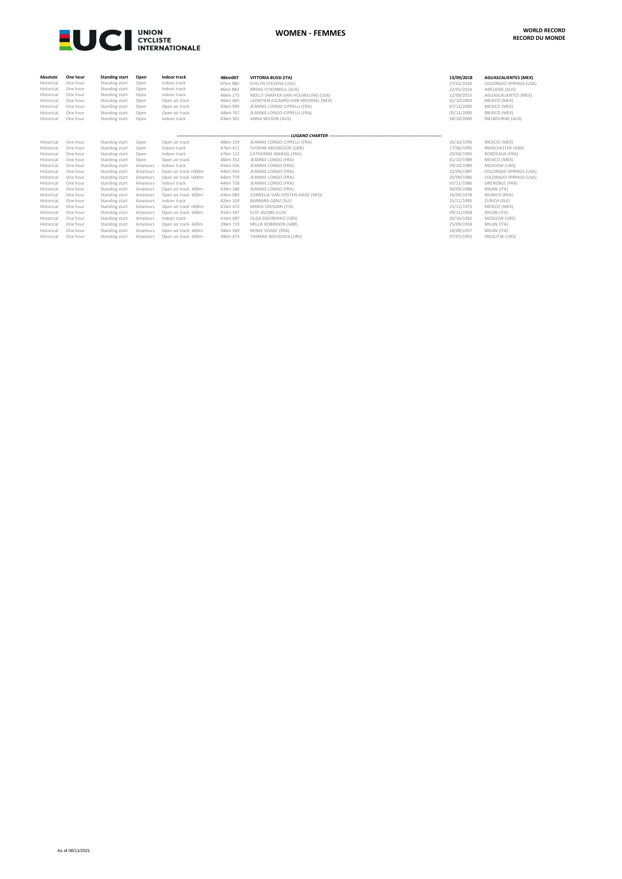**UNION CYCLISTE INTERNATIONALE**

# WOMEN - FEMMES

**WORLD RECORD**
**RECORD DU MONDE**

| | | | | | | | | |
|---|---|---|---|---|---|---|---|---|
| **Absolute** | **One hour** | **Standing start** | **Open** | **Indoor track** | **48km007** | **VITTORIA BUSSI (ITA)** | **13/09/2018** | **AGUASCALIENTES (MEX)** |
| Historical | One hour | Standing start | Open | Indoor track | 47km 980 | EVELYN STEVENS (USA) | 27/02/2016 | COLORADO SPRINGS (USA) |
| Historical | One hour | Standing start | Open | Indoor track | 46km 882 | BRIDIE O'DONNELL (AUS) | 22/01/2016 | ADELAIDE (AUS) |
| Historical | One hour | Standing start | Open | Indoor track | 46km 273 | MOLLY SHAFFER-VAN HOUWELING (USA) | 12/09/2015 | AGUASCALIENTES (MEX) |
| Historical | One hour | Standing start | Open | Open air track | 46km 065 | LEONTIEN ZIJLAARD-VAN MOORSEL (NED) | 01/10/2003 | MEXICO (MEX) |
| Historical | One hour | Standing start | Open | Open air track | 45km 094 | JEANNIE LONGO-CIPRELLI (FRA) | 07/12/2000 | MEXICO (MEX) |
| Historical | One hour | Standing start | Open | Open air track | 44km 767 | JEANNIE LONGO-CIPRELLI (FRA) | 05/11/2000 | MEXICO (MEX) |
| Historical | One hour | Standing start | Open | Indoor track | 43km 501 | ANNA WILSON (AUS) | 18/10/2000 | MELBOURNE (AUS) |
| | | | | | | *LUGANO CHARTER* | | |
| Historical | One hour | Standing start | Open | Open air track | 48km 159 | JEANNIE LONGO-CIPRELLI (FRA) | 26/10/1996 | MEXCIO (MEX) |
| Historical | One hour | Standing start | Open | Indoor track | 47km 411 | YVONNE MCGREGOR (GBR) | 17/06/1995 | MANCHESTER (GBR) |
| Historical | One hour | Standing start | Open | Indoor track | 47km 112 | CATHERINE MARSAL (FRA) | 29/04/1995 | BORDEAUX (FRA) |
| Historical | One hour | Standing start | Open | Open air track | 46km 352 | JEANNIE LONGO (FRA) | 01/10/1989 | MEXICO (MEX) |
| Historical | One hour | Standing start | Amateurs | Indoor track | 45km 016 | JEANNIE LONGO (FRA) | 29/10/1989 | MOSCOW (URS) |
| Historical | One hour | Standing start | Amateurs | Open air track +600m | 44km 933 | JEANNIE LONGO (FRA) | 22/09/1987 | COLORADO SPRINGS (USA) |
| Historical | One hour | Standing start | Amateurs | Open air track +600m | 44km 770 | JEANNIE LONGO (FRA) | 20/09/1986 | COLORADO SPRINGS (USA) |
| Historical | One hour | Standing start | Amateurs | Indoor track | 44km 718 | JEANNIE LONGO (FRA) | 07/11/1986 | GRENOBLE (FRA) |
| Historical | One hour | Standing start | Amateurs | Open air track -600m | 43km 588 | JEANNIE LONGO (FRA) | 30/09/1986 | MILAN (ITA) |
| Historical | One hour | Standing start | Amateurs | Open air track -600m | 43km 083 | CORNELIA VAN OOSTEN-HAGE (NED) | 16/09/1978 | MUNICH (RFA) |
| Historical | One hour | Standing start | Amateurs | Indoor track | 42km 319 | BARBARA GANZ (SUI) | 25/11/1985 | ZURICH (SUI) |
| Historical | One hour | Standing start | Amateurs | Open air track +600m | 41km 472 | MARIA CRESSARI (ITA) | 25/11/1972 | MEXICO (MEX) |
| Historical | One hour | Standing start | Amateurs | Open air track -600m | 41km 347 | ELSY JACOBS (LUX) | 09/11/1958 | MILAN (ITA) |
| Historical | One hour | Standing start | Amateurs | Indoor track | 41km 087 | OLGA SIDORENKO (URS) | 20/10/1982 | MOSCOW (URS) |
| Historical | One hour | Standing start | Amateurs | Open air track -600m | 39km 719 | MILLIE ROBINSON (GBR) | 25/09/1958 | MILAN (ITA) |
| Historical | One hour | Standing start | Amateurs | Open air track -600m | 38km 569 | RENEE VISSAC (FRA) | 18/09/1957 | MILAN (ITA) |
| Historical | One hour | Standing start | Amateurs | Open air track -600m | 38km 473 | TAMARA NOVIKOVA (URS) | 07/07/1955 | IRKOUTSK (URS) |

As of 08/11/2021